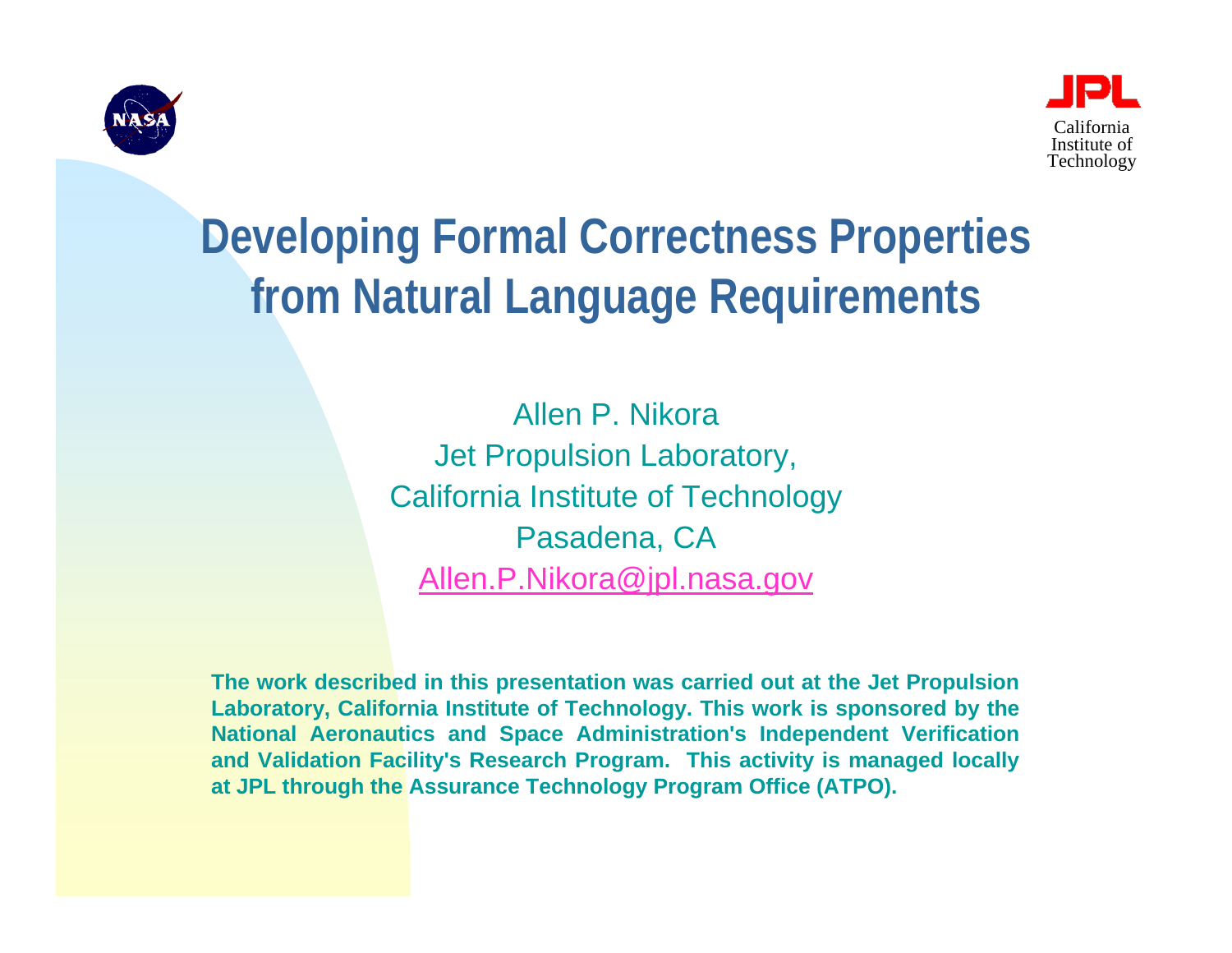# Developing Formal Correctness Properties from Natural Language Requirements

Allen P. Nikora
Jet Propulsion Laboratory,
California Institute of Technology
Pasadena, CA
Allen.P.Nikora@jpl.nasa.gov

**The work described in this presentation was carried out at the Jet Propulsion Laboratory, California Institute of Technology. This work is sponsored by the National Aeronautics and Space Administration's Independent Verification and Validation Facility's Research Program. This activity is managed locally at JPL through the Assurance Technology Program Office (ATPO).**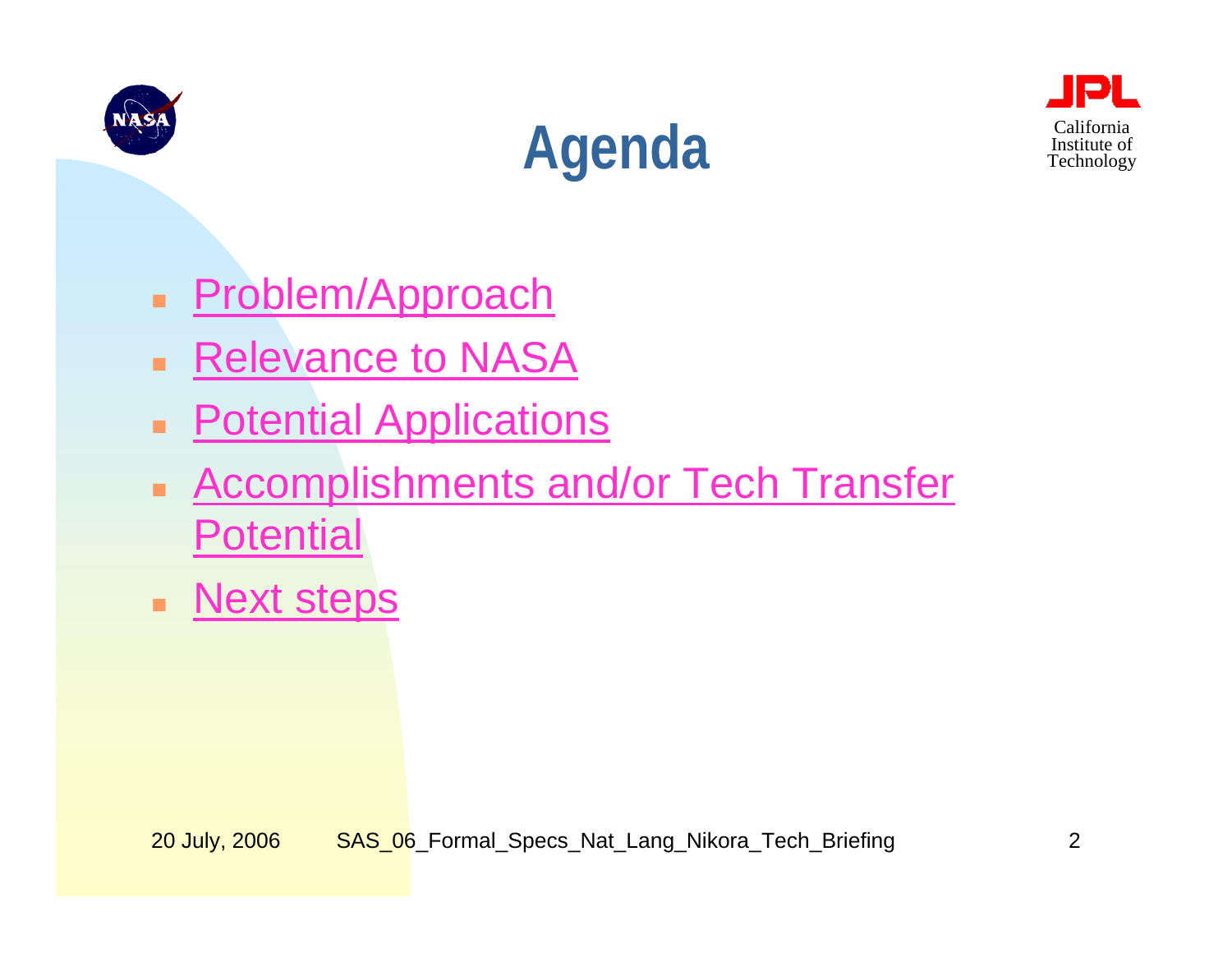# Agenda

- Problem/Approach
- Relevance to NASA
- Potential Applications
- Accomplishments and/or Tech Transfer Potential
- Next steps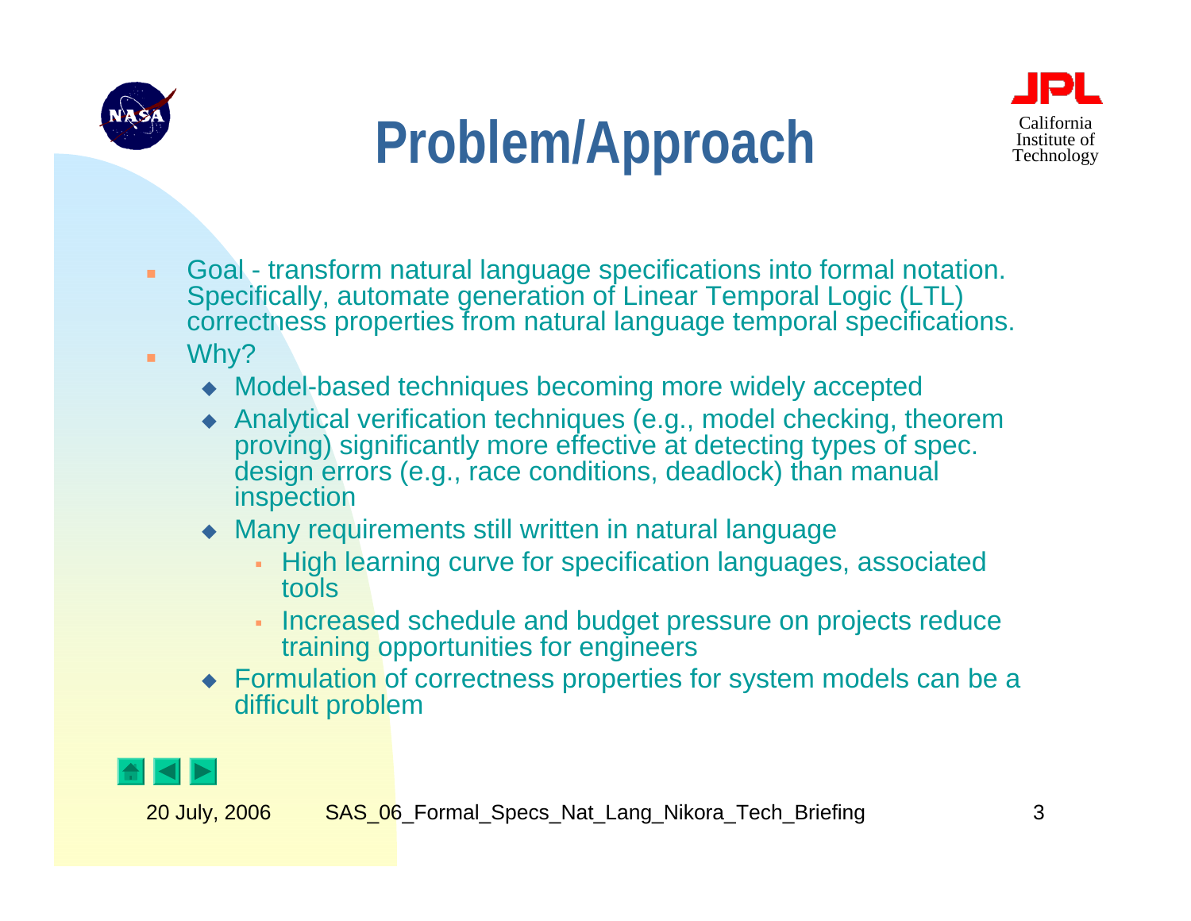# Problem/Approach

- Goal - transform natural language specifications into formal notation. Specifically, automate generation of Linear Temporal Logic (LTL) correctness properties from natural language temporal specifications.
- Why?
  - Model-based techniques becoming more widely accepted
  - Analytical verification techniques (e.g., model checking, theorem proving) significantly more effective at detecting types of spec. design errors (e.g., race conditions, deadlock) than manual inspection
  - Many requirements still written in natural language
    - High learning curve for specification languages, associated tools
    - Increased schedule and budget pressure on projects reduce training opportunities for engineers
  - Formulation of correctness properties for system models can be a difficult problem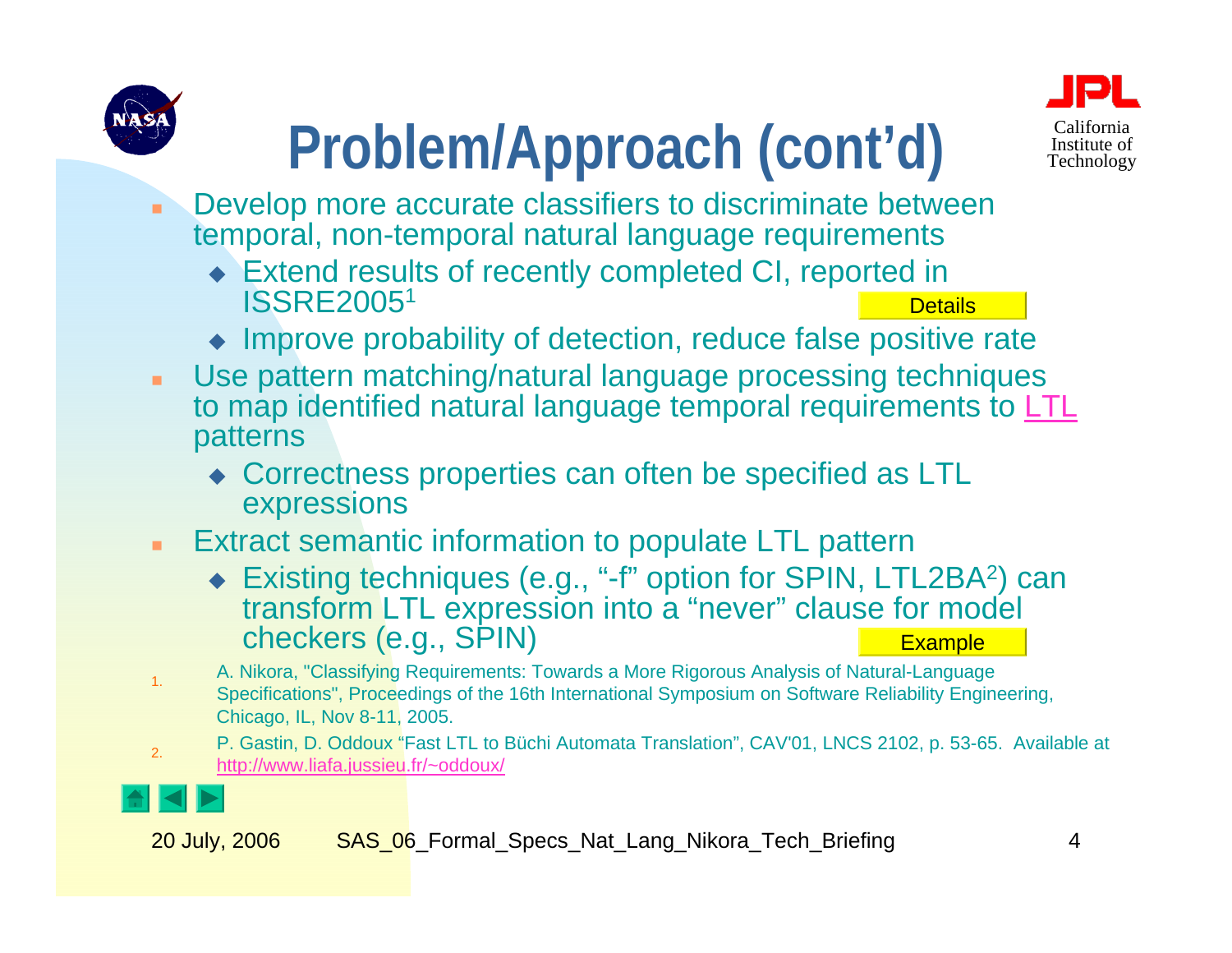# Problem/Approach (cont'd)

- Develop more accurate classifiers to discriminate between temporal, non-temporal natural language requirements
  - Extend results of recently completed CI, reported in ISSRE2005[1] Details
  - Improve probability of detection, reduce false positive rate
- Use pattern matching/natural language processing techniques to map identified natural language temporal requirements to LTL patterns
  - Correctness properties can often be specified as LTL expressions
- Extract semantic information to populate LTL pattern
  - Existing techniques (e.g., "-f" option for SPIN, LTL2BA[2]) can transform LTL expression into a "never" clause for model checkers (e.g., SPIN) Example

1. A. Nikora, "Classifying Requirements: Towards a More Rigorous Analysis of Natural-Language Specifications", Proceedings of the 16th International Symposium on Software Reliability Engineering, Chicago, IL, Nov 8-11, 2005.
2. P. Gastin, D. Oddoux "Fast LTL to Büchi Automata Translation", CAV'01, LNCS 2102, p. 53-65. Available at http://www.liafa.jussieu.fr/~oddoux/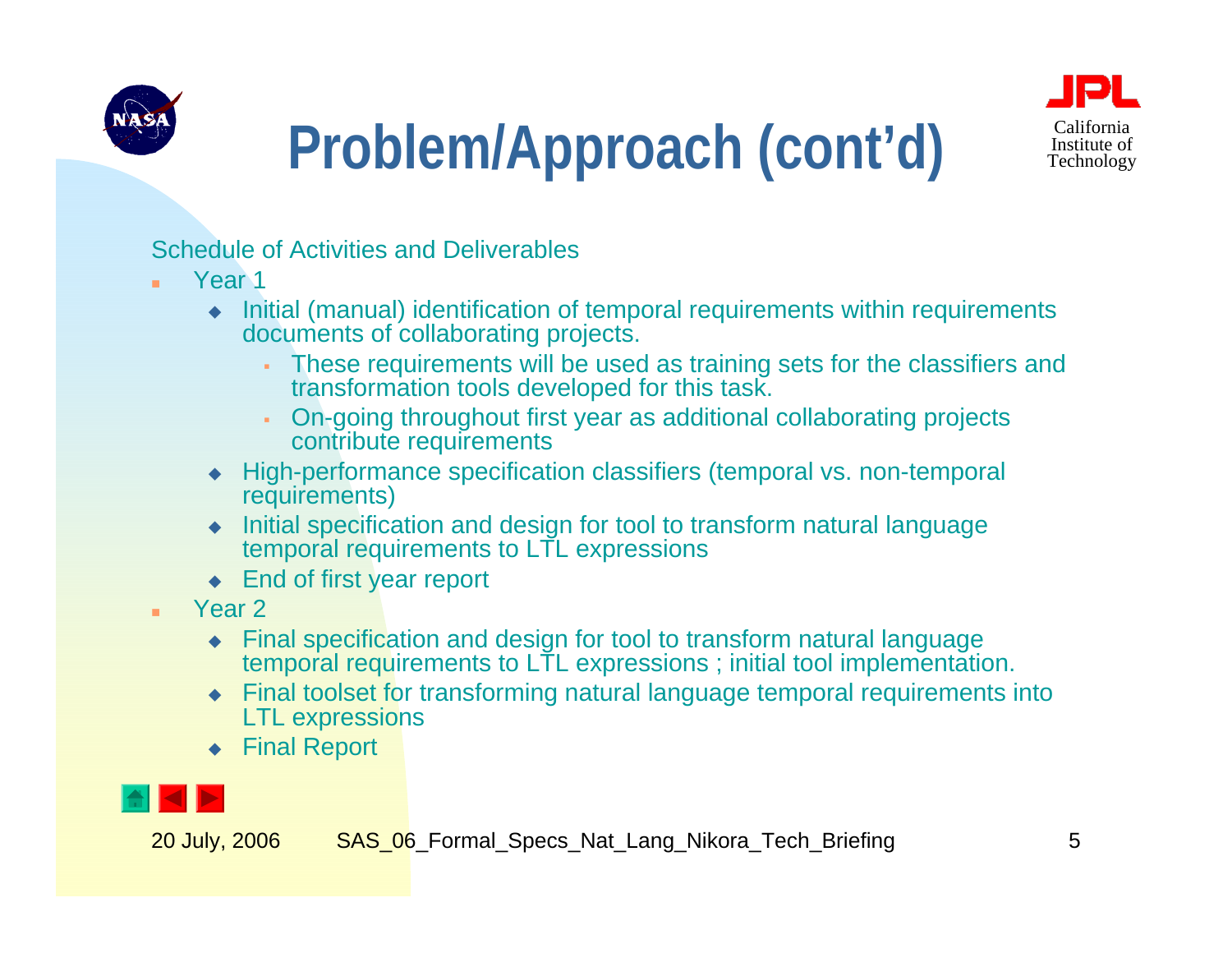# Problem/Approach (cont'd)

Schedule of Activities and Deliverables

- Year 1
  - Initial (manual) identification of temporal requirements within requirements documents of collaborating projects.
    - These requirements will be used as training sets for the classifiers and transformation tools developed for this task.
    - On-going throughout first year as additional collaborating projects contribute requirements
  - High-performance specification classifiers (temporal vs. non-temporal requirements)
  - Initial specification and design for tool to transform natural language temporal requirements to LTL expressions
  - End of first year report
- Year 2
  - Final specification and design for tool to transform natural language temporal requirements to LTL expressions ; initial tool implementation.
  - Final toolset for transforming natural language temporal requirements into LTL expressions
  - Final Report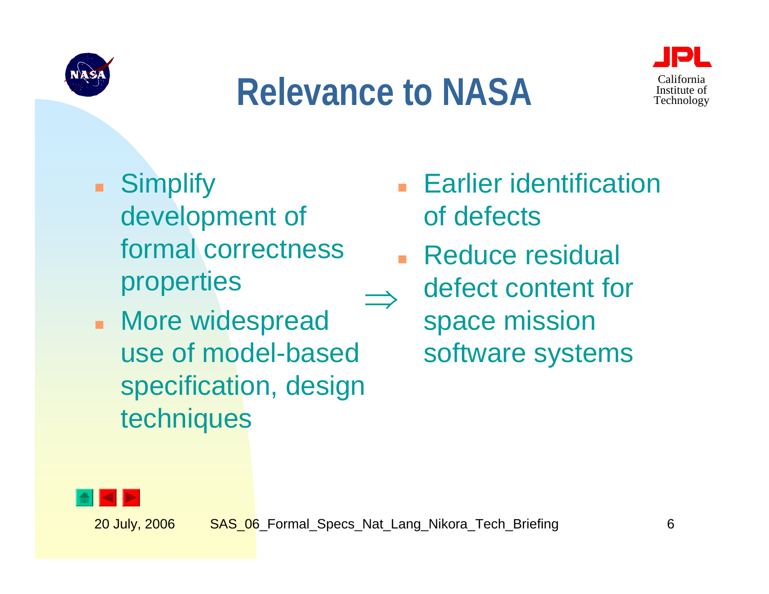# Relevance to NASA

- Simplify development of formal correctness properties
- More widespread use of model-based specification, design techniques

$\Rightarrow$

- Earlier identification of defects
- Reduce residual defect content for space mission software systems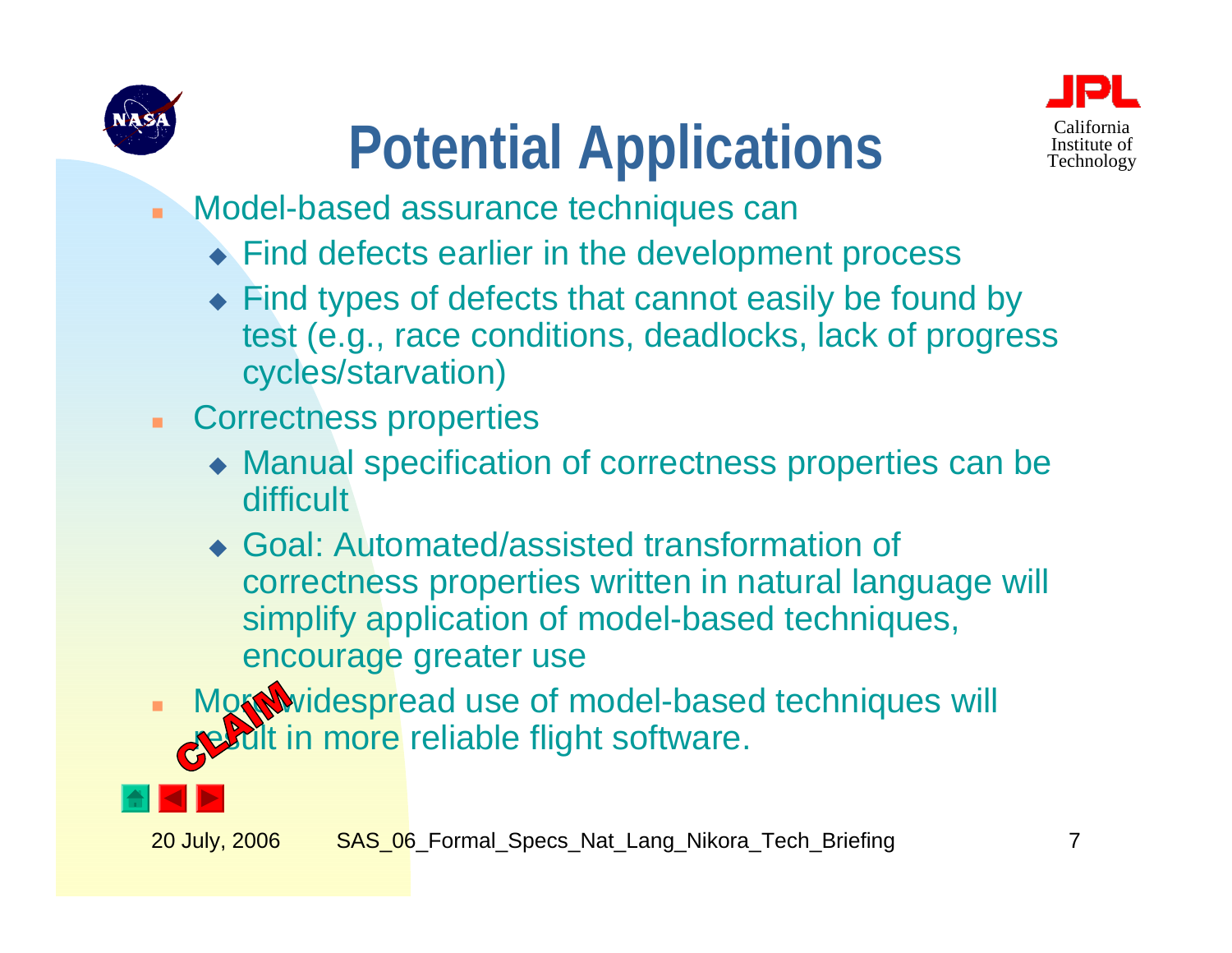# Potential Applications

- Model-based assurance techniques can
  - Find defects earlier in the development process
  - Find types of defects that cannot easily be found by test (e.g., race conditions, deadlocks, lack of progress cycles/starvation)
- Correctness properties
  - Manual specification of correctness properties can be difficult
  - Goal: Automated/assisted transformation of correctness properties written in natural language will simplify application of model-based techniques, encourage greater use
- More widespread use of model-based techniques will result in more reliable flight software.

CLAIM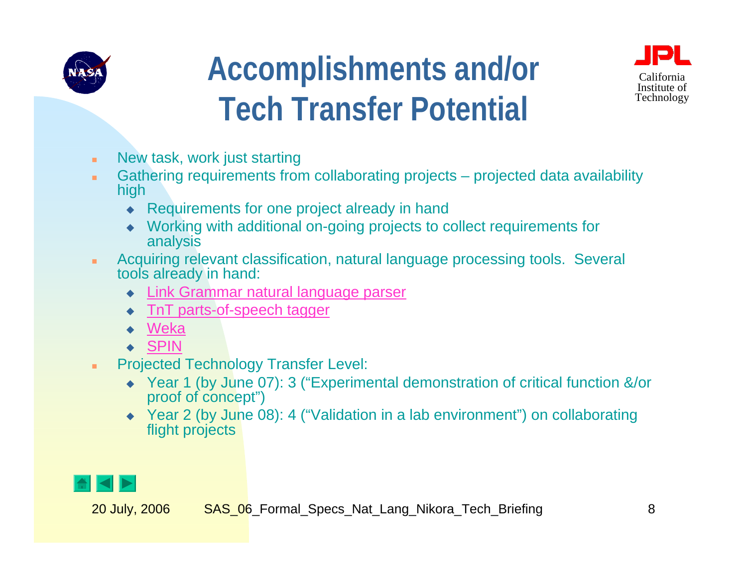# Accomplishments and/or Tech Transfer Potential

- New task, work just starting
- Gathering requirements from collaborating projects – projected data availability high
  - Requirements for one project already in hand
  - Working with additional on-going projects to collect requirements for analysis
- Acquiring relevant classification, natural language processing tools. Several tools already in hand:
  - Link Grammar natural language parser
  - TnT parts-of-speech tagger
  - Weka
  - SPIN
- Projected Technology Transfer Level:
  - Year 1 (by June 07): 3 ("Experimental demonstration of critical function &/or proof of concept")
  - Year 2 (by June 08): 4 ("Validation in a lab environment") on collaborating flight projects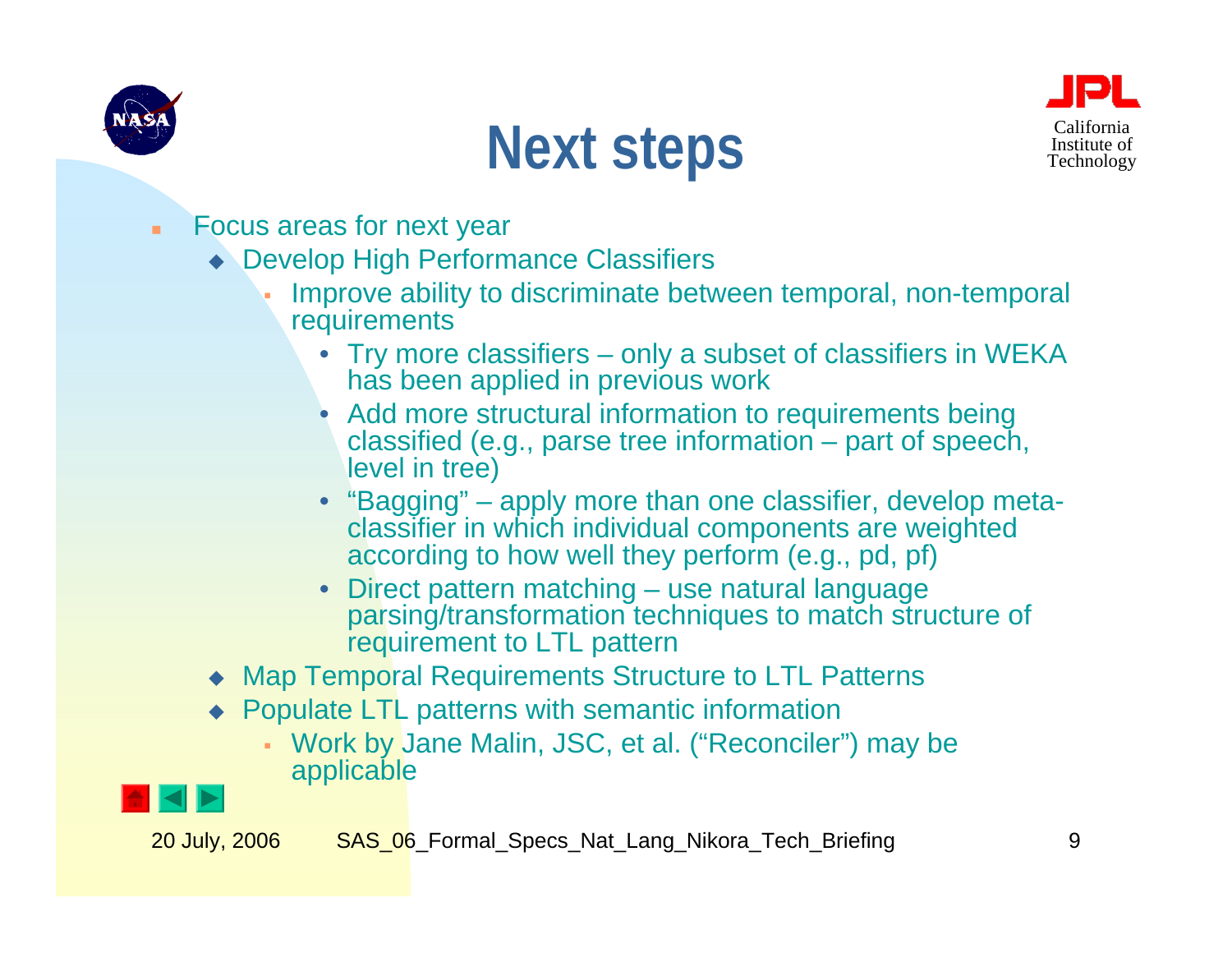# Next steps

- Focus areas for next year
  - Develop High Performance Classifiers
    - Improve ability to discriminate between temporal, non-temporal requirements
      - Try more classifiers – only a subset of classifiers in WEKA has been applied in previous work
      - Add more structural information to requirements being classified (e.g., parse tree information – part of speech, level in tree)
      - "Bagging" – apply more than one classifier, develop meta-classifier in which individual components are weighted according to how well they perform (e.g., pd, pf)
      - Direct pattern matching – use natural language parsing/transformation techniques to match structure of requirement to LTL pattern
  - Map Temporal Requirements Structure to LTL Patterns
  - Populate LTL patterns with semantic information
    - Work by Jane Malin, JSC, et al. ("Reconciler") may be applicable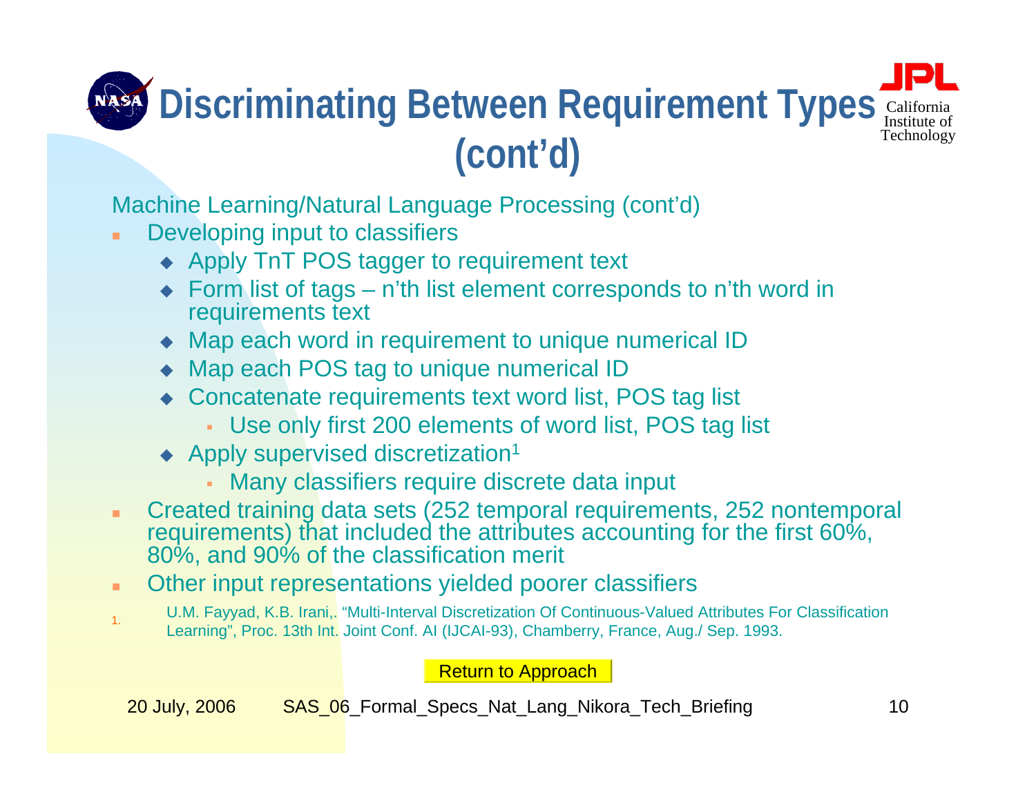# Discriminating Between Requirement Types (cont'd)

Machine Learning/Natural Language Processing (cont'd)

- Developing input to classifiers
  - Apply TnT POS tagger to requirement text
  - Form list of tags – n'th list element corresponds to n'th word in requirements text
  - Map each word in requirement to unique numerical ID
  - Map each POS tag to unique numerical ID
  - Concatenate requirements text word list, POS tag list
    - Use only first 200 elements of word list, POS tag list
  - Apply supervised discretization[1]
    - Many classifiers require discrete data input
- Created training data sets (252 temporal requirements, 252 nontemporal requirements) that included the attributes accounting for the first 60%, 80%, and 90% of the classification merit
- Other input representations yielded poorer classifiers

1. U.M. Fayyad, K.B. Irani,. "Multi-Interval Discretization Of Continuous-Valued Attributes For Classification Learning", Proc. 13th Int. Joint Conf. AI (IJCAI-93), Chamberry, France, Aug./ Sep. 1993.

Return to Approach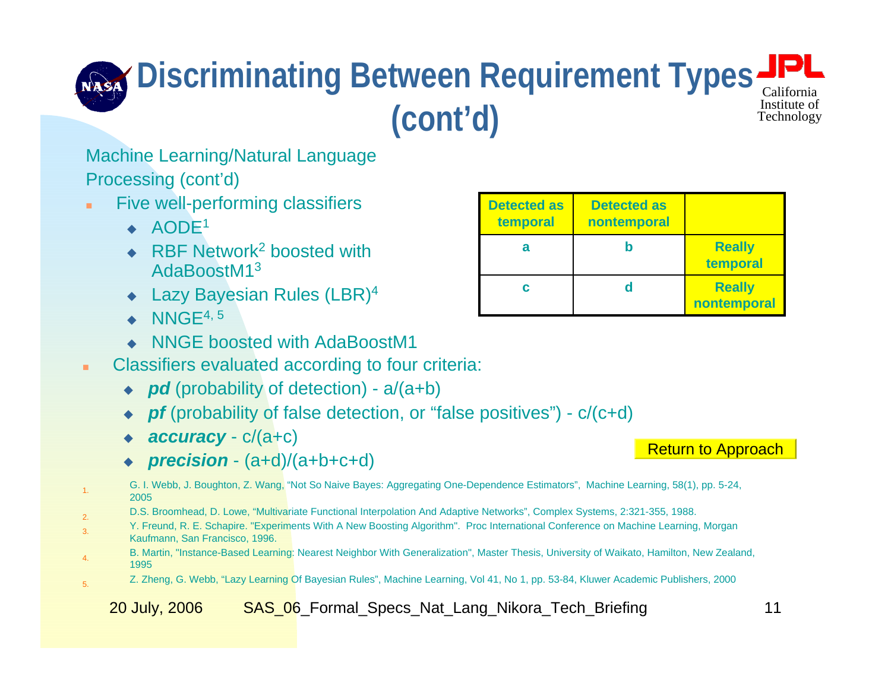# Discriminating Between Requirement Types (cont'd)

Machine Learning/Natural Language Processing (cont'd)

- Five well-performing classifiers
  - AODE[1]
  - RBF Network[2] boosted with AdaBoostM1[3]
  - Lazy Bayesian Rules (LBR)[4]
  - NNGE[4, 5]
  - NNGE boosted with AdaBoostM1
- Classifiers evaluated according to four criteria:
  - ***pd*** (probability of detection) - a/(a+b)
  - ***pf*** (probability of false detection, or "false positives") - c/(c+d)
  - ***accuracy*** - c/(a+c)
  - ***precision*** - (a+d)/(a+b+c+d)

| **Detected as temporal** | **Detected as nontemporal** | |
|---|---|---|
| **a** | **b** | **Really temporal** |
| **c** | **d** | **Really nontemporal** |

Return to Approach

1. G. I. Webb, J. Boughton, Z. Wang, "Not So Naive Bayes: Aggregating One-Dependence Estimators", Machine Learning, 58(1), pp. 5-24, 2005
2. D.S. Broomhead, D. Lowe, "Multivariate Functional Interpolation And Adaptive Networks", Complex Systems, 2:321-355, 1988.
3. Y. Freund, R. E. Schapire. "Experiments With A New Boosting Algorithm". Proc International Conference on Machine Learning, Morgan Kaufmann, San Francisco, 1996.
4. B. Martin, "Instance-Based Learning: Nearest Neighbor With Generalization", Master Thesis, University of Waikato, Hamilton, New Zealand, 1995
5. Z. Zheng, G. Webb, "Lazy Learning Of Bayesian Rules", Machine Learning, Vol 41, No 1, pp. 53-84, Kluwer Academic Publishers, 2000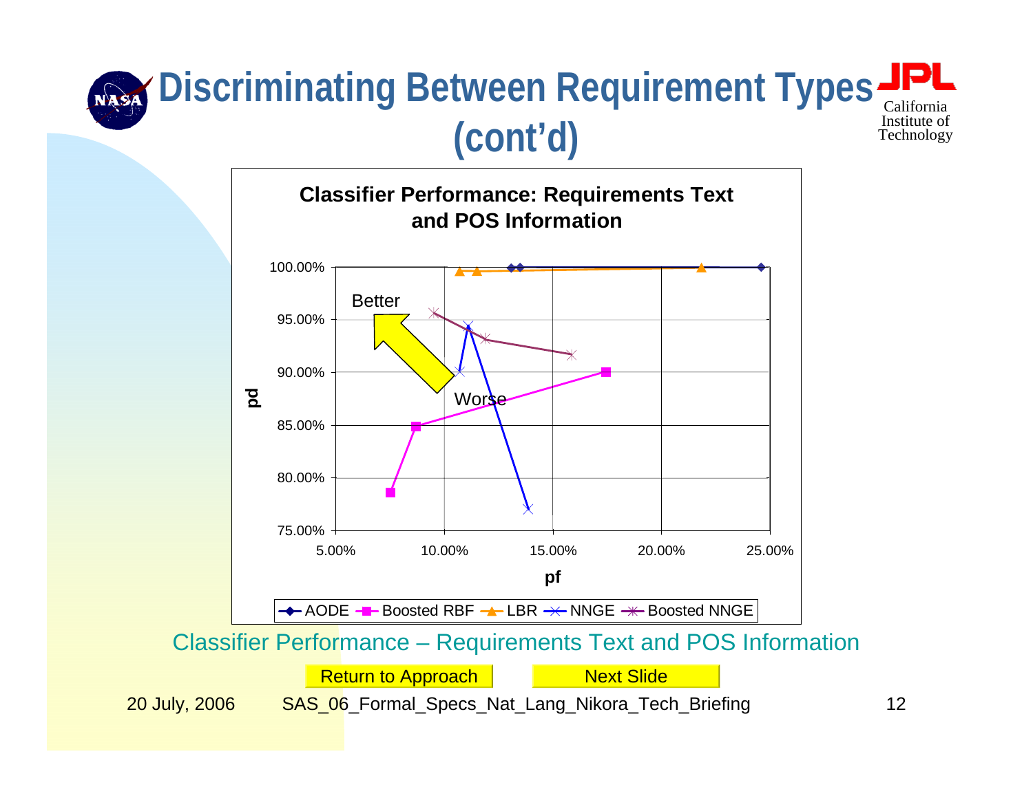# Discriminating Between Requirement Types (cont'd)

**Classifier Performance: Requirements Text and POS Information**

Classifier Performance – Requirements Text and POS Information

Return to Approach

Next Slide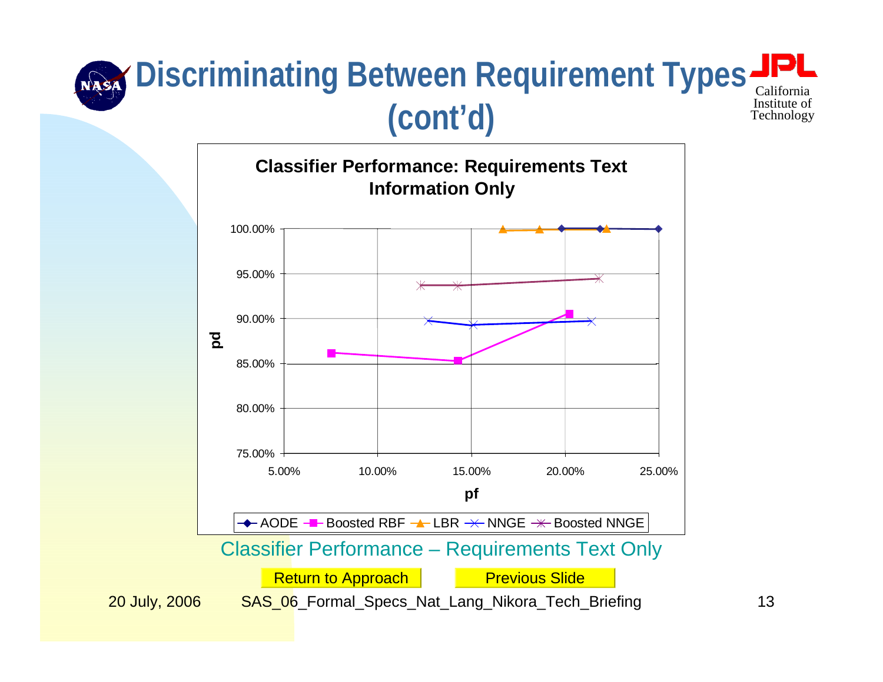# Discriminating Between Requirement Types (cont'd)

**Classifier Performance: Requirements Text Information Only**

pd (75.00% – 100.00%) vs. pf (5.00% – 25.00%)

Legend: AODE, Boosted RBF, LBR, NNGE, Boosted NNGE

Classifier Performance – Requirements Text Only

Return to Approach | Previous Slide

20 July, 2006 SAS_06_Formal_Specs_Nat_Lang_Nikora_Tech_Briefing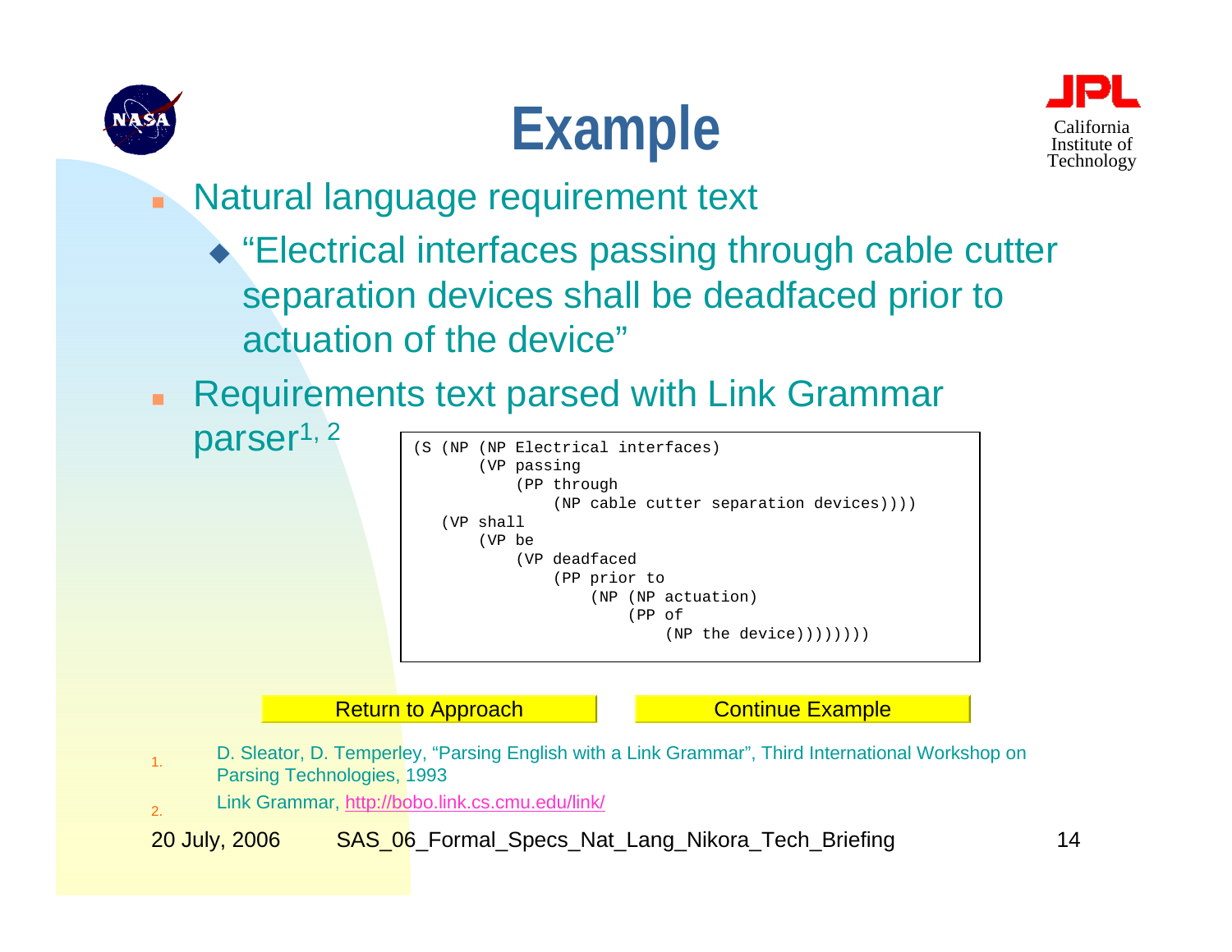# Example

- Natural language requirement text
  - "Electrical interfaces passing through cable cutter separation devices shall be deadfaced prior to actuation of the device"
- Requirements text parsed with Link Grammar parser[1, 2]

```
(S (NP (NP Electrical interfaces)
       (VP passing
           (PP through
               (NP cable cutter separation devices))))
   (VP shall
       (VP be
           (VP deadfaced
               (PP prior to
                   (NP (NP actuation)
                       (PP of
                           (NP the device))))))))
```

Return to Approach | Continue Example

1. D. Sleator, D. Temperley, "Parsing English with a Link Grammar", Third International Workshop on Parsing Technologies, 1993
2. Link Grammar, http://bobo.link.cs.cmu.edu/link/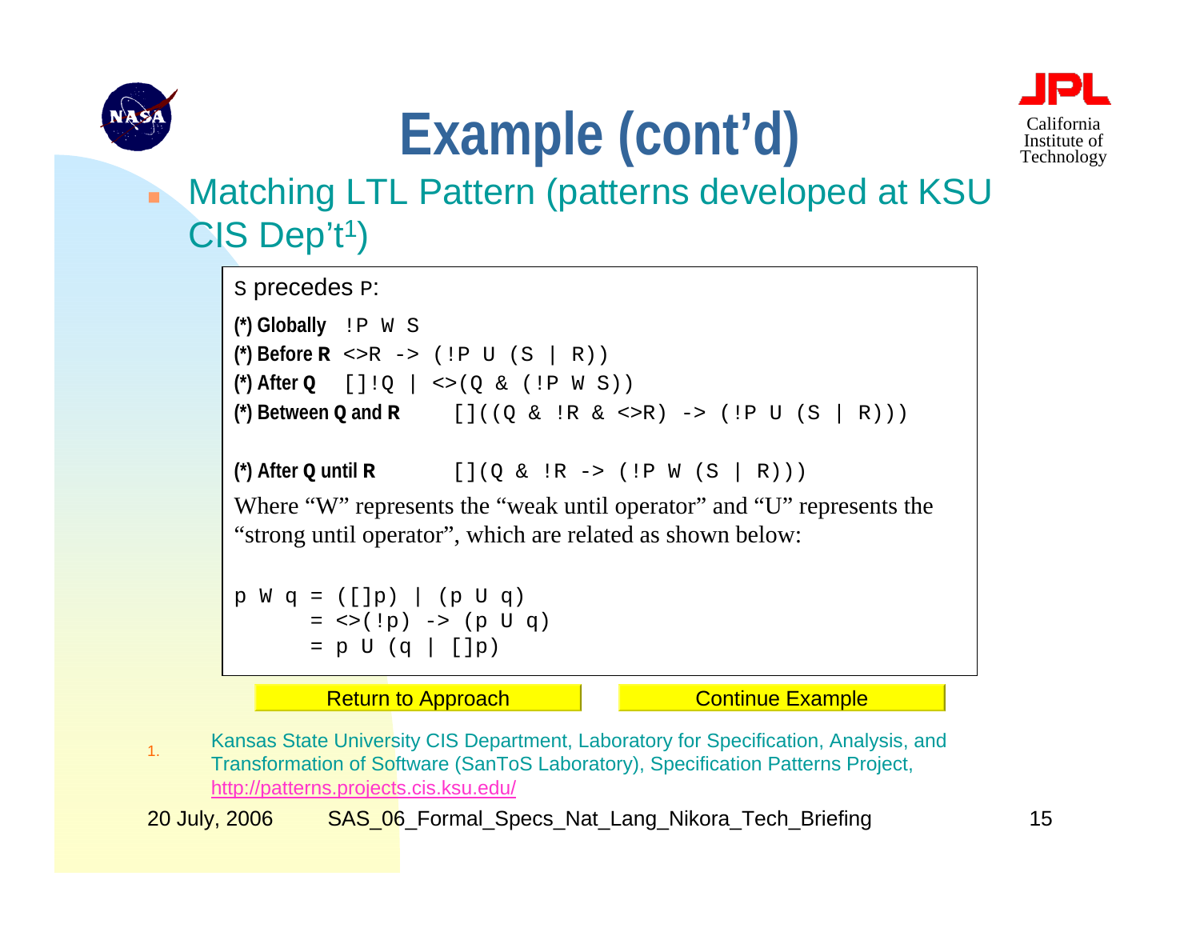# Example (cont'd)

- Matching LTL Pattern (patterns developed at KSU CIS Dep't[1])

`S` precedes `P`:

**(*) Globally** `!P W S`

**(*) Before R** `<>R -> (!P U (S | R))`

**(*) After Q** `[]!Q | <>(Q & (!P W S))`

**(*) Between Q and R** `[]((Q & !R & <>R) -> (!P U (S | R)))`

**(*) After Q until R** `[](Q & !R -> (!P W (S | R)))`

Where "W" represents the "weak until operator" and "U" represents the "strong until operator", which are related as shown below:

```
p W q = ([]p) | (p U q)
      = <>(!p) -> (p U q)
      = p U (q | []p)
```

Return to Approach | Continue Example

1. Kansas State University CIS Department, Laboratory for Specification, Analysis, and Transformation of Software (SanToS Laboratory), Specification Patterns Project, http://patterns.projects.cis.ksu.edu/

20 July, 2006 SAS_06_Formal_Specs_Nat_Lang_Nikora_Tech_Briefing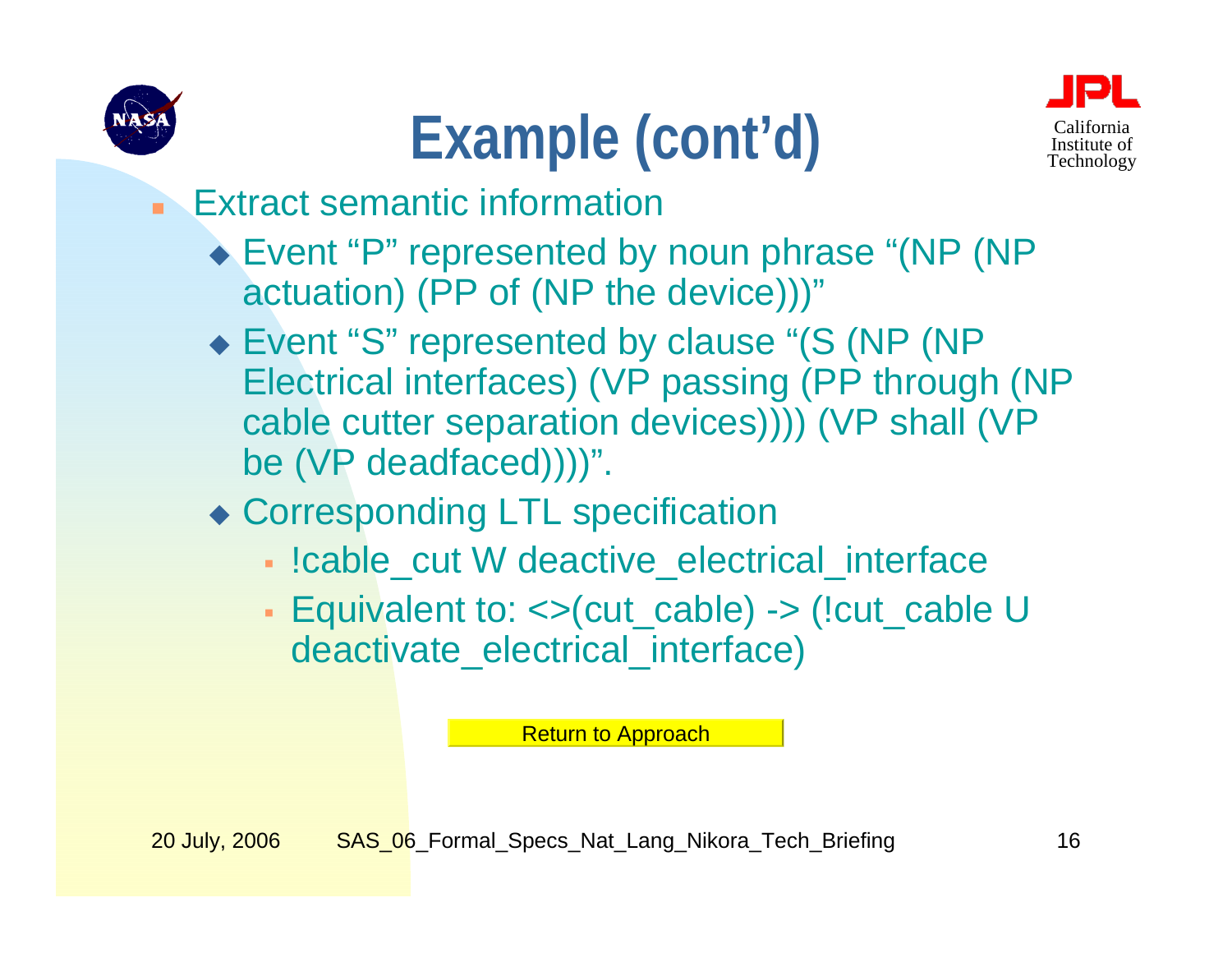# Example (cont'd)

- Extract semantic information
  - Event "P" represented by noun phrase "(NP (NP actuation) (PP of (NP the device)))"
  - Event "S" represented by clause "(S (NP (NP Electrical interfaces) (VP passing (PP through (NP cable cutter separation devices)))) (VP shall (VP be (VP deadfaced))))".
  - Corresponding LTL specification
    - !cable_cut W deactive_electrical_interface
    - Equivalent to: <>(cut_cable) -> (!cut_cable U deactivate_electrical_interface)

Return to Approach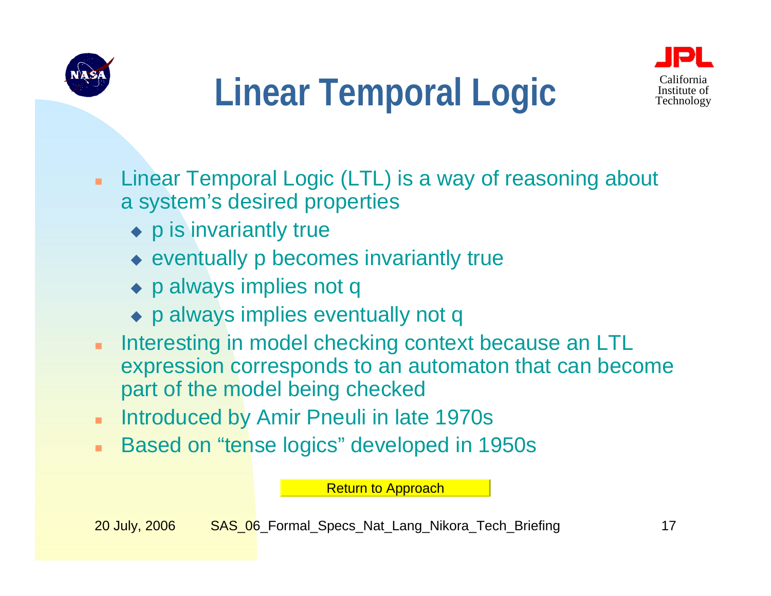# Linear Temporal Logic

- Linear Temporal Logic (LTL) is a way of reasoning about a system's desired properties
  - p is invariantly true
  - eventually p becomes invariantly true
  - p always implies not q
  - p always implies eventually not q
- Interesting in model checking context because an LTL expression corresponds to an automaton that can become part of the model being checked
- Introduced by Amir Pneuli in late 1970s
- Based on "tense logics" developed in 1950s

Return to Approach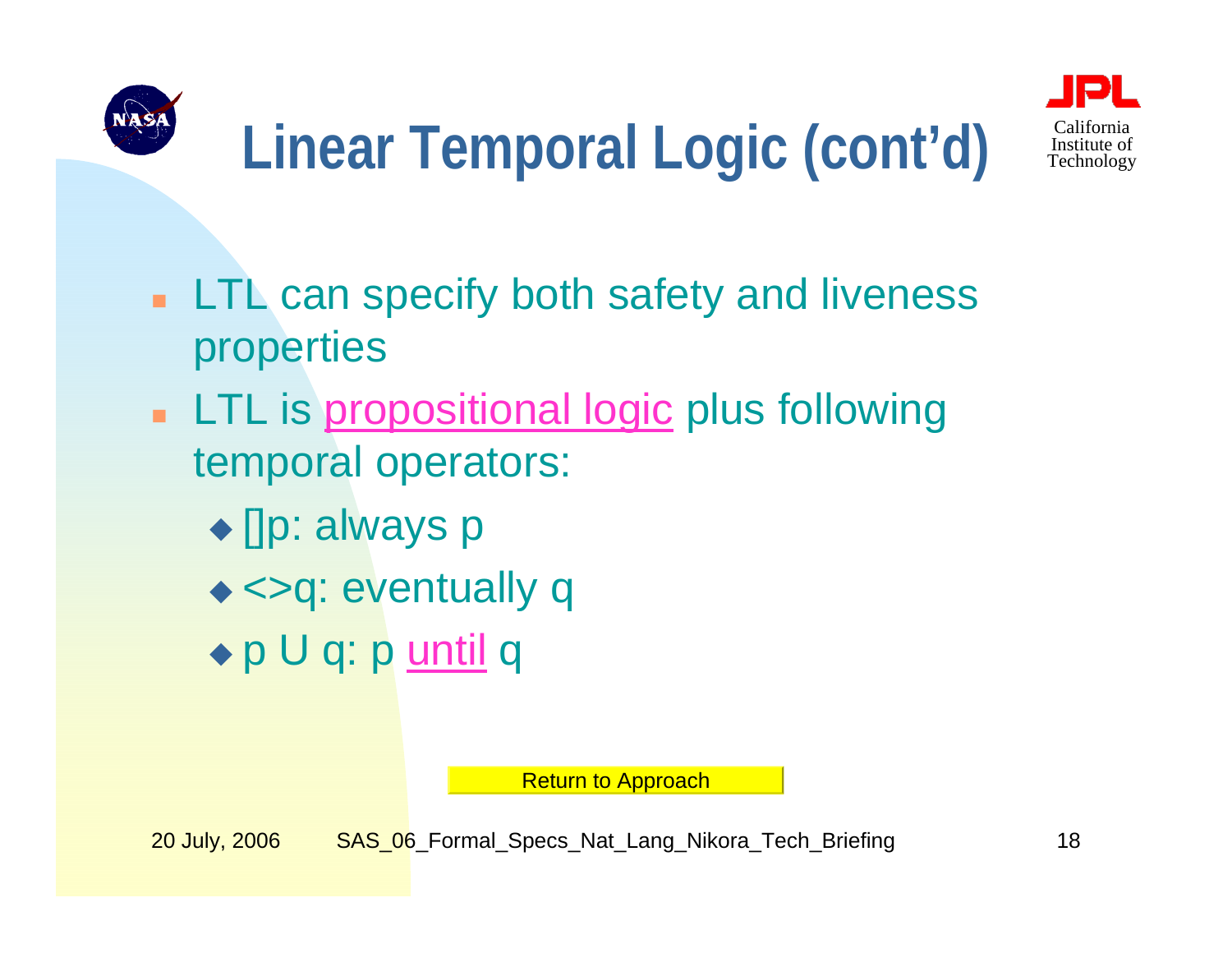# Linear Temporal Logic (cont'd)

- LTL can specify both safety and liveness properties
- LTL is propositional logic plus following temporal operators:
  - []p: always p
  - <>q: eventually q
  - p U q: p until q

Return to Approach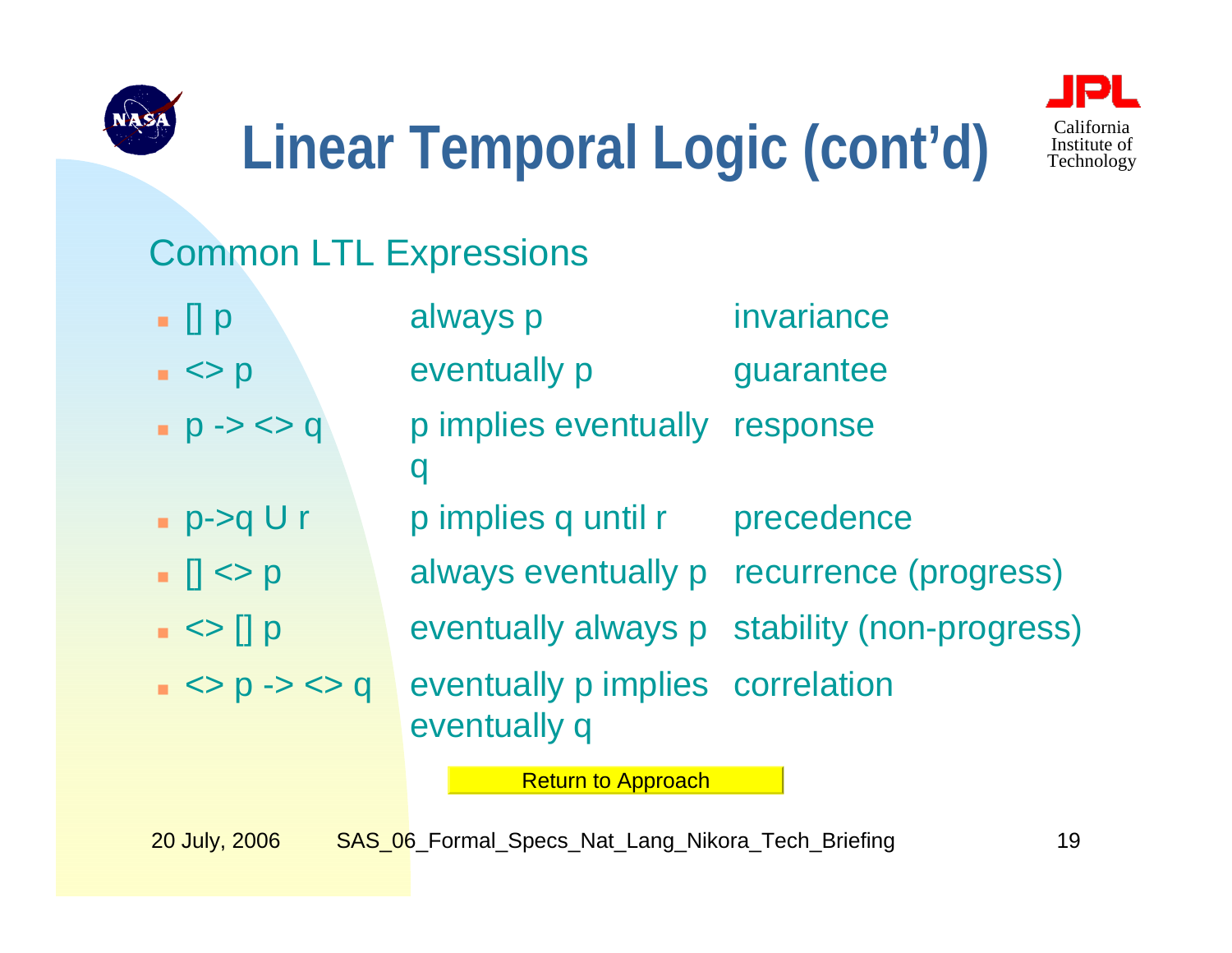# Linear Temporal Logic (cont'd)

## Common LTL Expressions

| | | |
|---|---|---|
| [] p | always p | invariance |
| <> p | eventually p | guarantee |
| p -> <> q | p implies eventually q | response |
| p->q U r | p implies q until r | precedence |
| [] <> p | always eventually p | recurrence (progress) |
| <> [] p | eventually always p | stability (non-progress) |
| <> p -> <> q | eventually p implies eventually q | correlation |

Return to Approach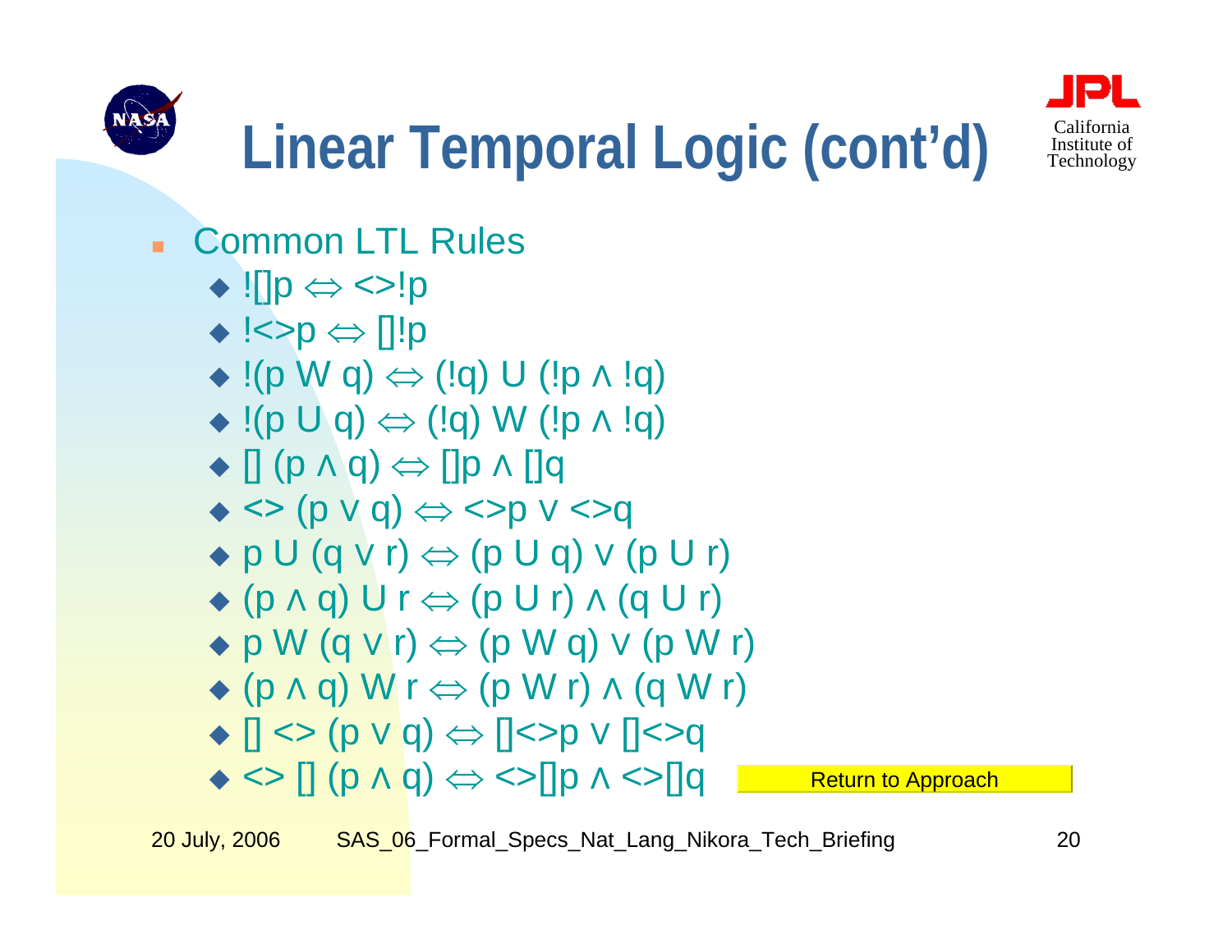# Linear Temporal Logic (cont'd)

- Common LTL Rules
  - ![]p ⇔ <>!p
  - !<>p ⇔ []!p
  - !(p W q) ⇔ (!q) U (!p ∧ !q)
  - !(p U q) ⇔ (!q) W (!p ∧ !q)
  - [] (p ∧ q) ⇔ []p ∧ []q
  - <> (p ∨ q) ⇔ <>p ∨ <>q
  - p U (q ∨ r) ⇔ (p U q) ∨ (p U r)
  - (p ∧ q) U r ⇔ (p U r) ∧ (q U r)
  - p W (q ∨ r) ⇔ (p W q) ∨ (p W r)
  - (p ∧ q) W r ⇔ (p W r) ∧ (q W r)
  - [] <> (p ∨ q) ⇔ []<>p ∨ []<>q
  - <> [] (p ∧ q) ⇔ <>[]p ∧ <>[]q

Return to Approach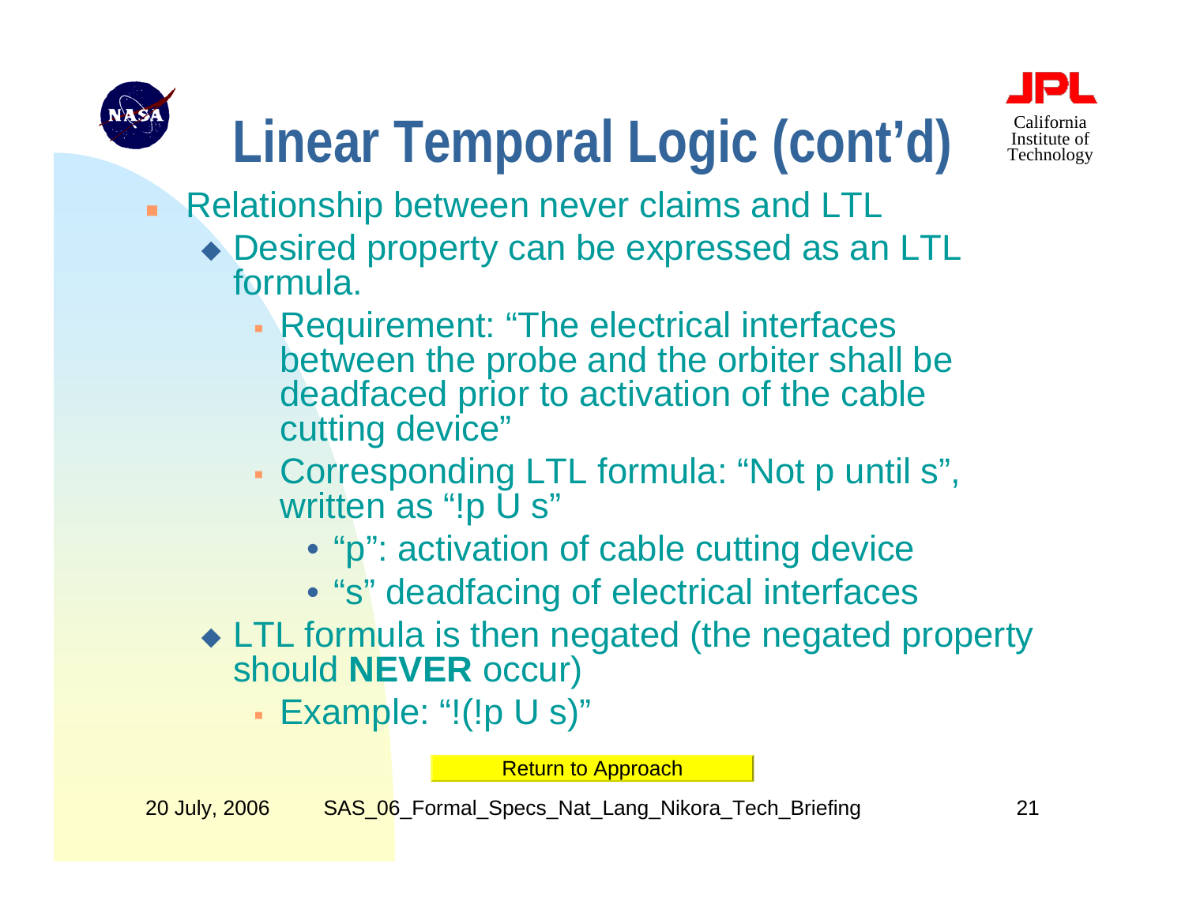# Linear Temporal Logic (cont'd)

- Relationship between never claims and LTL
  - Desired property can be expressed as an LTL formula.
    - Requirement: "The electrical interfaces between the probe and the orbiter shall be deadfaced prior to activation of the cable cutting device"
    - Corresponding LTL formula: "Not p until s", written as "!p U s"
      - "p": activation of cable cutting device
      - "s" deadfacing of electrical interfaces
  - LTL formula is then negated (the negated property should **NEVER** occur)
    - Example: "!(!p U s)"

Return to Approach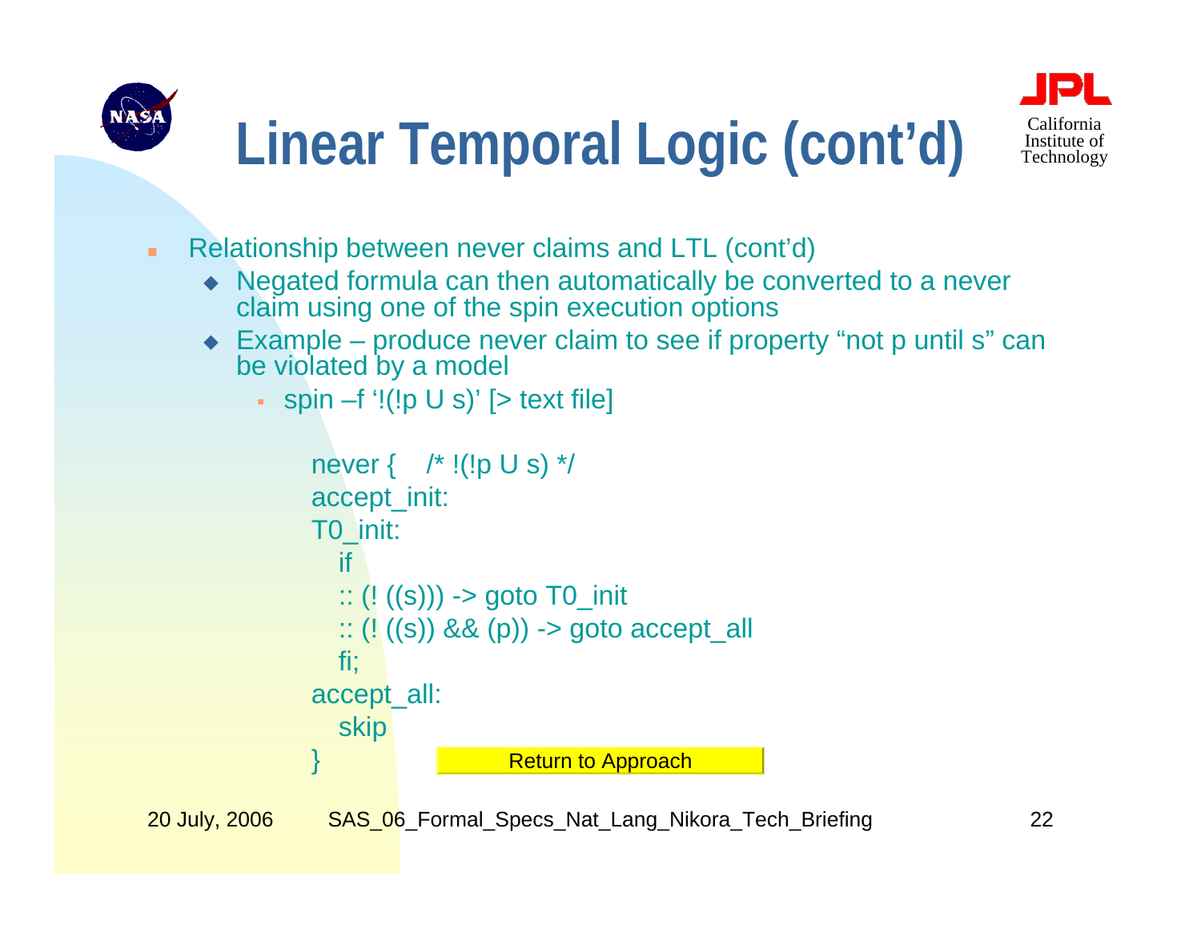# Linear Temporal Logic (cont'd)

- Relationship between never claims and LTL (cont'd)
  - Negated formula can then automatically be converted to a never claim using one of the spin execution options
  - Example – produce never claim to see if property "not p until s" can be violated by a model
    - spin –f '!(!p U s)' [> text file]

```
never {    /* !(!p U s) */
accept_init:
T0_init:
   if
   :: (! ((s))) -> goto T0_init
   :: (! ((s)) && (p)) -> goto accept_all
   fi;
accept_all:
   skip
}
```

Return to Approach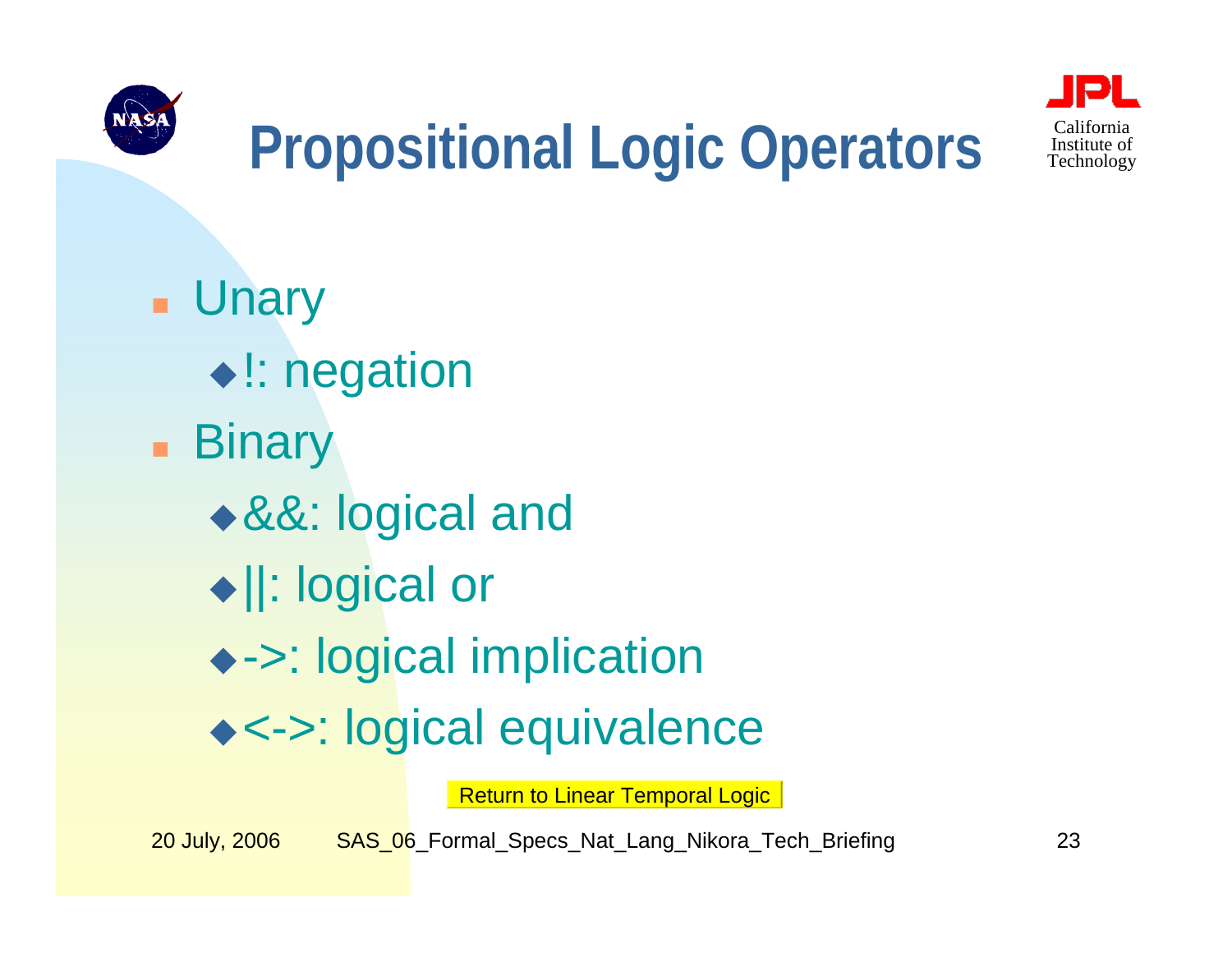# Propositional Logic Operators

- Unary
  - !: negation
- Binary
  - &&: logical and
  - ||: logical or
  - ->: logical implication
  - <->: logical equivalence

Return to Linear Temporal Logic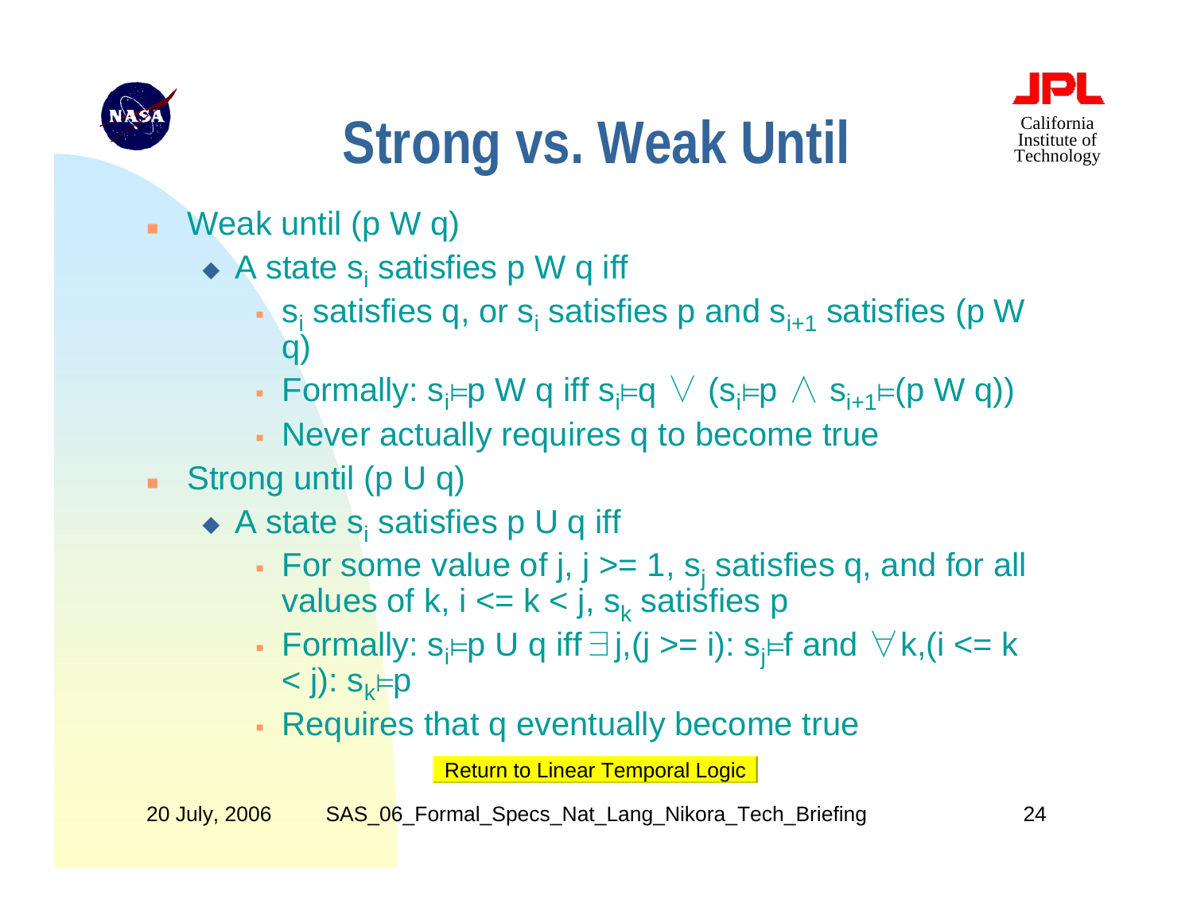# Strong vs. Weak Until

- Weak until (p W q)
  - A state $s_i$ satisfies p W q iff
    - $s_i$ satisfies q, or $s_i$ satisfies p and $s_{i+1}$ satisfies (p W q)
    - Formally: $s_i \models p \text{ W } q$ iff $s_i \models q \vee (s_i \models p \wedge s_{i+1} \models (p \text{ W } q))$
    - Never actually requires q to become true
- Strong until (p U q)
  - A state $s_i$ satisfies p U q iff
    - For some value of j, j >= 1, $s_j$ satisfies q, and for all values of k, i <= k < j, $s_k$ satisfies p
    - Formally: $s_i \models p \text{ U } q$ iff $\exists j, (j >= i): s_j \models f$ and $\forall k, (i <= k < j): s_k \models p$
    - Requires that q eventually become true

Return to Linear Temporal Logic